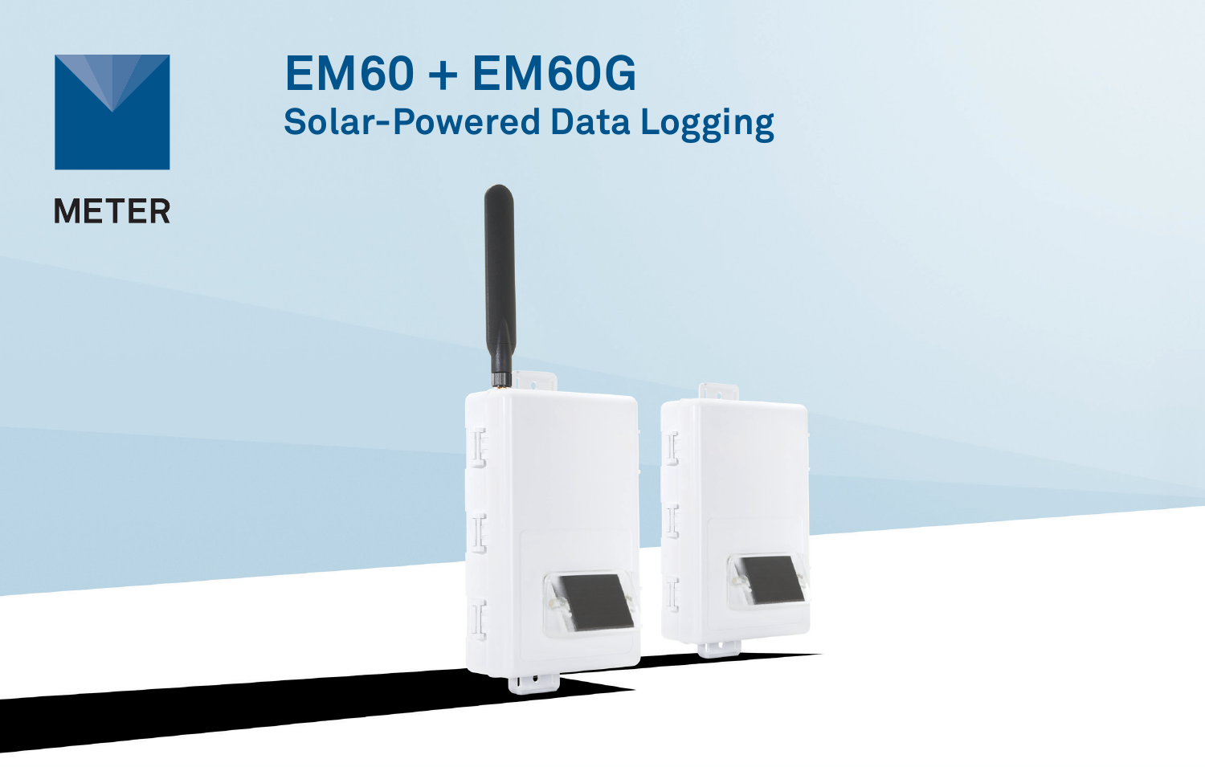METER

# EM60 + EM60G

## Solar-Powered Data Logging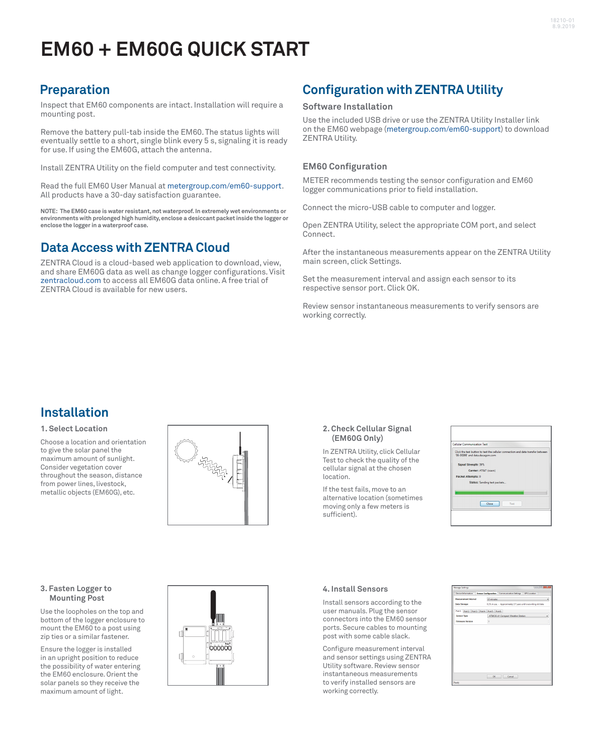# EM60 + EM60G QUICK START

## Preparation

Inspect that EM60 components are intact. Installation will require a mounting post.

Remove the battery pull-tab inside the EM60. The status lights will eventually settle to a short, single blink every 5 s, signaling it is ready for use. If using the EM60G, attach the antenna.

Install ZENTRA Utility on the field computer and test connectivity.

Read the full EM60 User Manual at metergroup.com/em60-support. All products have a 30-day satisfaction guarantee.

**NOTE: The EM60 case is water resistant, not waterproof. In extremely wet environments or environments with prolonged high humidity, enclose a desiccant packet inside the logger or enclose the logger in a waterproof case.**

## Data Access with ZENTRA Cloud

ZENTRA Cloud is a cloud-based web application to download, view, and share EM60G data as well as change logger configurations. Visit zentracloud.com to access all EM60G data online. A free trial of ZENTRA Cloud is available for new users.

## Configuration with ZENTRA Utility

### Software Installation

Use the included USB drive or use the ZENTRA Utility Installer link on the EM60 webpage (metergroup.com/em60-support) to download ZENTRA Utility.

### EM60 Configuration

METER recommends testing the sensor configuration and EM60 logger communications prior to field installation.

Connect the micro-USB cable to computer and logger.

Open ZENTRA Utility, select the appropriate COM port, and select Connect.

After the instantaneous measurements appear on the ZENTRA Utility main screen, click Settings.

Set the measurement interval and assign each sensor to its respective sensor port. Click OK.

Review sensor instantaneous measurements to verify sensors are working correctly.

## Installation

### 1. Select Location

Choose a location and orientation to give the solar panel the maximum amount of sunlight. Consider vegetation cover throughout the season, distance from power lines, livestock, metallic objects (EM60G), etc.

### 2. Check Cellular Signal (EM60G Only)

In ZENTRA Utility, click Cellular Test to check the quality of the cellular signal at the chosen location.

If the test fails, move to an alternative location (sometimes moving only a few meters is sufficient).

### 3. Fasten Logger to Mounting Post

Use the loopholes on the top and bottom of the logger enclosure to mount the EM60 to a post using zip ties or a similar fastener.

Ensure the logger is installed in an upright position to reduce the possibility of water entering the EM60 enclosure. Orient the solar panels so they receive the maximum amount of light.

### 4. Install Sensors

Install sensors according to the user manuals. Plug the sensor connectors into the EM60 sensor ports. Secure cables to mounting post with some cable slack.

Configure measurement interval and sensor settings using ZENTRA Utility software. Review sensor instantaneous measurements to verify installed sensors are working correctly.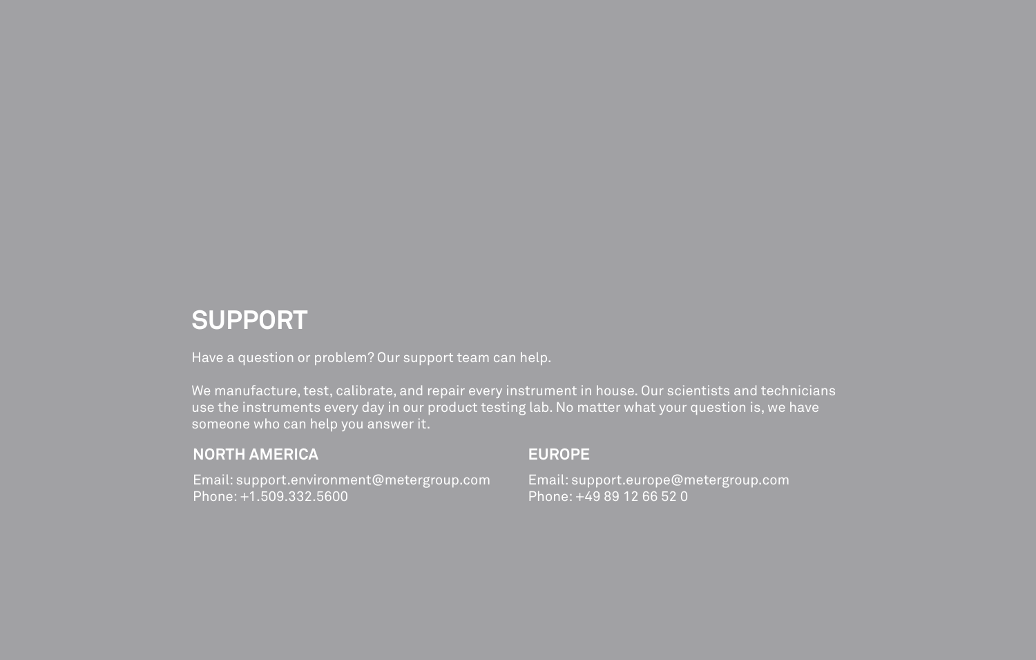# SUPPORT

Have a question or problem? Our support team can help.

We manufacture, test, calibrate, and repair every instrument in house. Our scientists and technicians use the instruments every day in our product testing lab. No matter what your question is, we have someone who can help you answer it.

## NORTH AMERICA

Email: support.environment@metergroup.com
Phone: +1.509.332.5600

## EUROPE

Email: support.europe@metergroup.com
Phone: +49 89 12 66 52 0